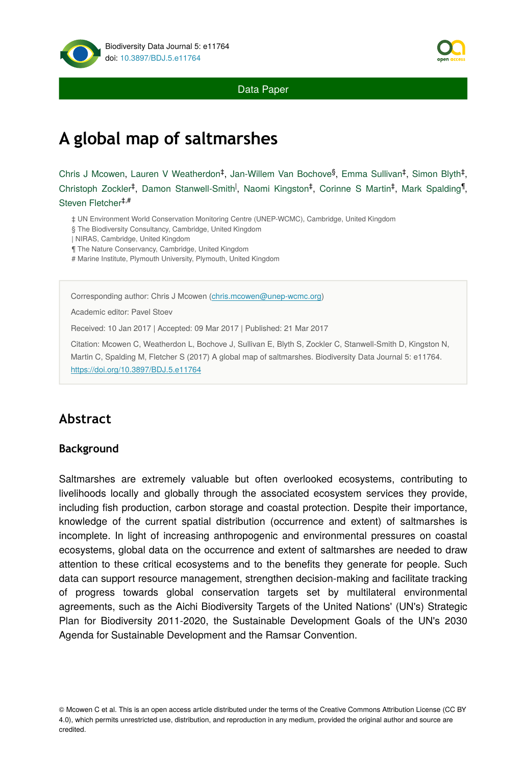Data Paper

# A global map of saltmarshes

Chris J Mcowen, Lauren V Weatherdon[‡], Jan-Willem Van Bochove[§], Emma Sullivan[‡], Simon Blyth[‡], Christoph Zockler[‡], Damon Stanwell-Smith[|], Naomi Kingston[‡], Corinne S Martin[‡], Mark Spalding[¶], Steven Fletcher[‡,#]

‡ UN Environment World Conservation Monitoring Centre (UNEP-WCMC), Cambridge, United Kingdom
§ The Biodiversity Consultancy, Cambridge, United Kingdom
| NIRAS, Cambridge, United Kingdom
¶ The Nature Conservancy, Cambridge, United Kingdom
# Marine Institute, Plymouth University, Plymouth, United Kingdom

Corresponding author: Chris J Mcowen (chris.mcowen@unep-wcmc.org)

Academic editor: Pavel Stoev

Received: 10 Jan 2017 | Accepted: 09 Mar 2017 | Published: 21 Mar 2017

Citation: Mcowen C, Weatherdon L, Bochove J, Sullivan E, Blyth S, Zockler C, Stanwell-Smith D, Kingston N, Martin C, Spalding M, Fletcher S (2017) A global map of saltmarshes. Biodiversity Data Journal 5: e11764. https://doi.org/10.3897/BDJ.5.e11764

## Abstract

### Background

Saltmarshes are extremely valuable but often overlooked ecosystems, contributing to livelihoods locally and globally through the associated ecosystem services they provide, including fish production, carbon storage and coastal protection. Despite their importance, knowledge of the current spatial distribution (occurrence and extent) of saltmarshes is incomplete. In light of increasing anthropogenic and environmental pressures on coastal ecosystems, global data on the occurrence and extent of saltmarshes are needed to draw attention to these critical ecosystems and to the benefits they generate for people. Such data can support resource management, strengthen decision-making and facilitate tracking of progress towards global conservation targets set by multilateral environmental agreements, such as the Aichi Biodiversity Targets of the United Nations' (UN's) Strategic Plan for Biodiversity 2011-2020, the Sustainable Development Goals of the UN's 2030 Agenda for Sustainable Development and the Ramsar Convention.

© Mcowen C et al. This is an open access article distributed under the terms of the Creative Commons Attribution License (CC BY 4.0), which permits unrestricted use, distribution, and reproduction in any medium, provided the original author and source are credited.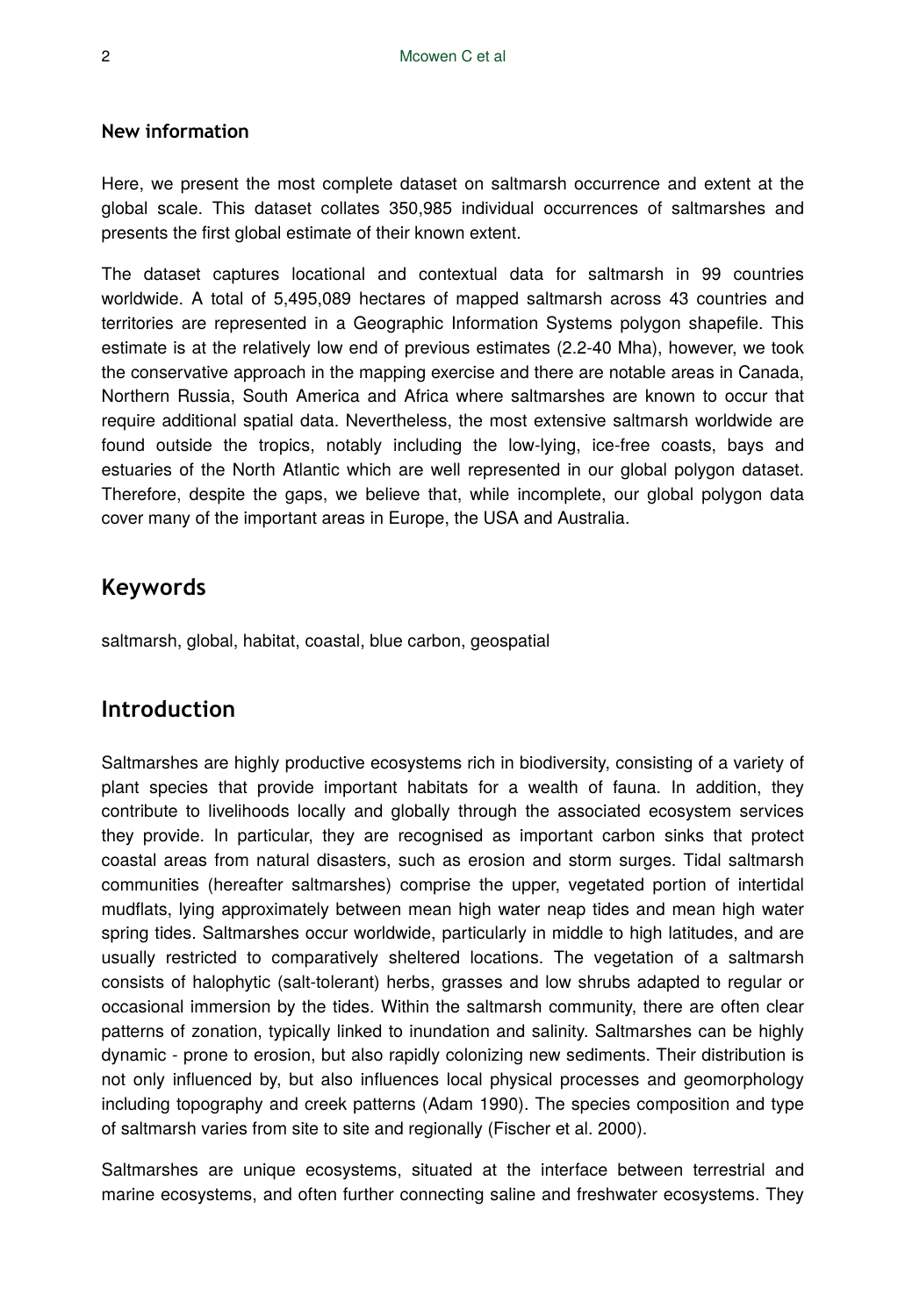**New information**

Here, we present the most complete dataset on saltmarsh occurrence and extent at the global scale. This dataset collates 350,985 individual occurrences of saltmarshes and presents the first global estimate of their known extent.

The dataset captures locational and contextual data for saltmarsh in 99 countries worldwide. A total of 5,495,089 hectares of mapped saltmarsh across 43 countries and territories are represented in a Geographic Information Systems polygon shapefile. This estimate is at the relatively low end of previous estimates (2.2-40 Mha), however, we took the conservative approach in the mapping exercise and there are notable areas in Canada, Northern Russia, South America and Africa where saltmarshes are known to occur that require additional spatial data. Nevertheless, the most extensive saltmarsh worldwide are found outside the tropics, notably including the low-lying, ice-free coasts, bays and estuaries of the North Atlantic which are well represented in our global polygon dataset. Therefore, despite the gaps, we believe that, while incomplete, our global polygon data cover many of the important areas in Europe, the USA and Australia.

## Keywords

saltmarsh, global, habitat, coastal, blue carbon, geospatial

## Introduction

Saltmarshes are highly productive ecosystems rich in biodiversity, consisting of a variety of plant species that provide important habitats for a wealth of fauna. In addition, they contribute to livelihoods locally and globally through the associated ecosystem services they provide. In particular, they are recognised as important carbon sinks that protect coastal areas from natural disasters, such as erosion and storm surges. Tidal saltmarsh communities (hereafter saltmarshes) comprise the upper, vegetated portion of intertidal mudflats, lying approximately between mean high water neap tides and mean high water spring tides. Saltmarshes occur worldwide, particularly in middle to high latitudes, and are usually restricted to comparatively sheltered locations. The vegetation of a saltmarsh consists of halophytic (salt-tolerant) herbs, grasses and low shrubs adapted to regular or occasional immersion by the tides. Within the saltmarsh community, there are often clear patterns of zonation, typically linked to inundation and salinity. Saltmarshes can be highly dynamic - prone to erosion, but also rapidly colonizing new sediments. Their distribution is not only influenced by, but also influences local physical processes and geomorphology including topography and creek patterns (Adam 1990). The species composition and type of saltmarsh varies from site to site and regionally (Fischer et al. 2000).

Saltmarshes are unique ecosystems, situated at the interface between terrestrial and marine ecosystems, and often further connecting saline and freshwater ecosystems. They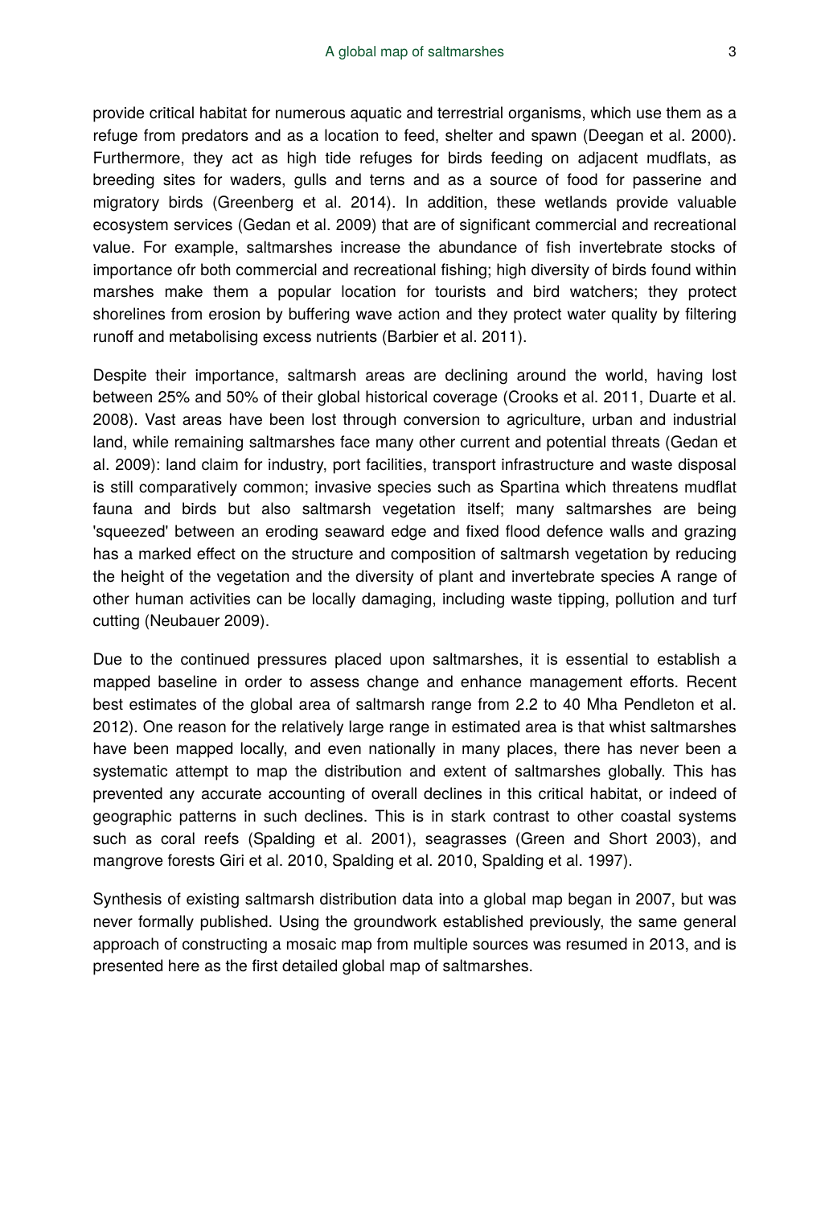provide critical habitat for numerous aquatic and terrestrial organisms, which use them as a refuge from predators and as a location to feed, shelter and spawn (Deegan et al. 2000). Furthermore, they act as high tide refuges for birds feeding on adjacent mudflats, as breeding sites for waders, gulls and terns and as a source of food for passerine and migratory birds (Greenberg et al. 2014). In addition, these wetlands provide valuable ecosystem services (Gedan et al. 2009) that are of significant commercial and recreational value. For example, saltmarshes increase the abundance of fish invertebrate stocks of importance ofr both commercial and recreational fishing; high diversity of birds found within marshes make them a popular location for tourists and bird watchers; they protect shorelines from erosion by buffering wave action and they protect water quality by filtering runoff and metabolising excess nutrients (Barbier et al. 2011).

Despite their importance, saltmarsh areas are declining around the world, having lost between 25% and 50% of their global historical coverage (Crooks et al. 2011, Duarte et al. 2008). Vast areas have been lost through conversion to agriculture, urban and industrial land, while remaining saltmarshes face many other current and potential threats (Gedan et al. 2009): land claim for industry, port facilities, transport infrastructure and waste disposal is still comparatively common; invasive species such as Spartina which threatens mudflat fauna and birds but also saltmarsh vegetation itself; many saltmarshes are being 'squeezed' between an eroding seaward edge and fixed flood defence walls and grazing has a marked effect on the structure and composition of saltmarsh vegetation by reducing the height of the vegetation and the diversity of plant and invertebrate species A range of other human activities can be locally damaging, including waste tipping, pollution and turf cutting (Neubauer 2009).

Due to the continued pressures placed upon saltmarshes, it is essential to establish a mapped baseline in order to assess change and enhance management efforts. Recent best estimates of the global area of saltmarsh range from 2.2 to 40 Mha Pendleton et al. 2012). One reason for the relatively large range in estimated area is that whist saltmarshes have been mapped locally, and even nationally in many places, there has never been a systematic attempt to map the distribution and extent of saltmarshes globally. This has prevented any accurate accounting of overall declines in this critical habitat, or indeed of geographic patterns in such declines. This is in stark contrast to other coastal systems such as coral reefs (Spalding et al. 2001), seagrasses (Green and Short 2003), and mangrove forests Giri et al. 2010, Spalding et al. 2010, Spalding et al. 1997).

Synthesis of existing saltmarsh distribution data into a global map began in 2007, but was never formally published. Using the groundwork established previously, the same general approach of constructing a mosaic map from multiple sources was resumed in 2013, and is presented here as the first detailed global map of saltmarshes.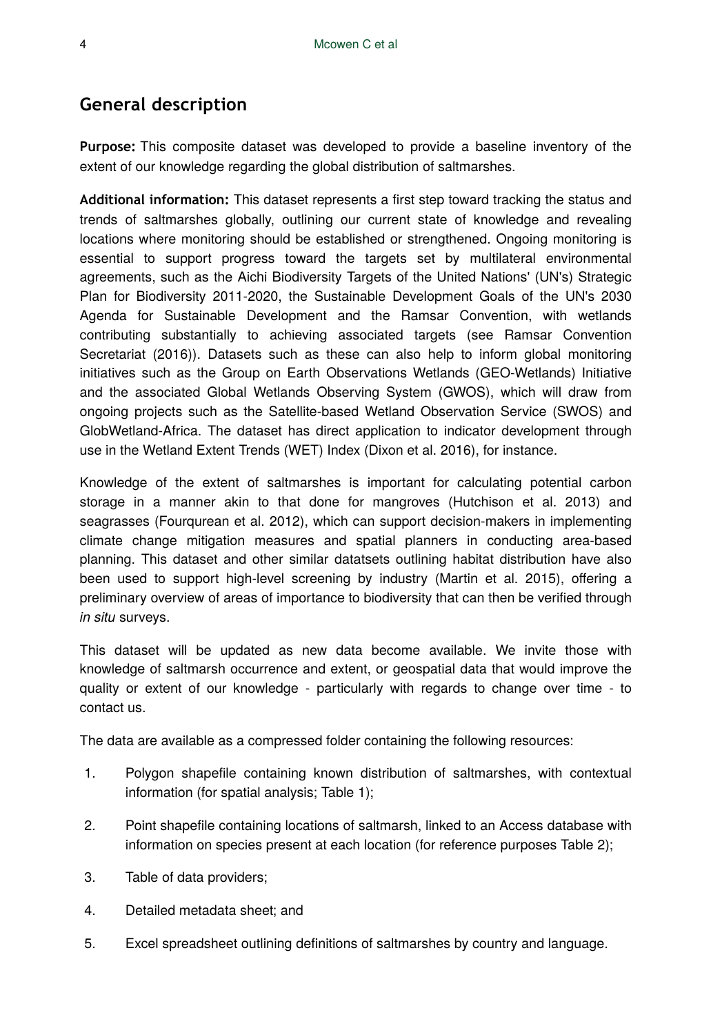## General description

**Purpose:** This composite dataset was developed to provide a baseline inventory of the extent of our knowledge regarding the global distribution of saltmarshes.

**Additional information:** This dataset represents a first step toward tracking the status and trends of saltmarshes globally, outlining our current state of knowledge and revealing locations where monitoring should be established or strengthened. Ongoing monitoring is essential to support progress toward the targets set by multilateral environmental agreements, such as the Aichi Biodiversity Targets of the United Nations' (UN's) Strategic Plan for Biodiversity 2011-2020, the Sustainable Development Goals of the UN's 2030 Agenda for Sustainable Development and the Ramsar Convention, with wetlands contributing substantially to achieving associated targets (see Ramsar Convention Secretariat (2016)). Datasets such as these can also help to inform global monitoring initiatives such as the Group on Earth Observations Wetlands (GEO-Wetlands) Initiative and the associated Global Wetlands Observing System (GWOS), which will draw from ongoing projects such as the Satellite-based Wetland Observation Service (SWOS) and GlobWetland-Africa. The dataset has direct application to indicator development through use in the Wetland Extent Trends (WET) Index (Dixon et al. 2016), for instance.

Knowledge of the extent of saltmarshes is important for calculating potential carbon storage in a manner akin to that done for mangroves (Hutchison et al. 2013) and seagrasses (Fourqurean et al. 2012), which can support decision-makers in implementing climate change mitigation measures and spatial planners in conducting area-based planning. This dataset and other similar datatsets outlining habitat distribution have also been used to support high-level screening by industry (Martin et al. 2015), offering a preliminary overview of areas of importance to biodiversity that can then be verified through *in situ* surveys.

This dataset will be updated as new data become available. We invite those with knowledge of saltmarsh occurrence and extent, or geospatial data that would improve the quality or extent of our knowledge - particularly with regards to change over time - to contact us.

The data are available as a compressed folder containing the following resources:

1. Polygon shapefile containing known distribution of saltmarshes, with contextual information (for spatial analysis; Table 1);
2. Point shapefile containing locations of saltmarsh, linked to an Access database with information on species present at each location (for reference purposes Table 2);
3. Table of data providers;
4. Detailed metadata sheet; and
5. Excel spreadsheet outlining definitions of saltmarshes by country and language.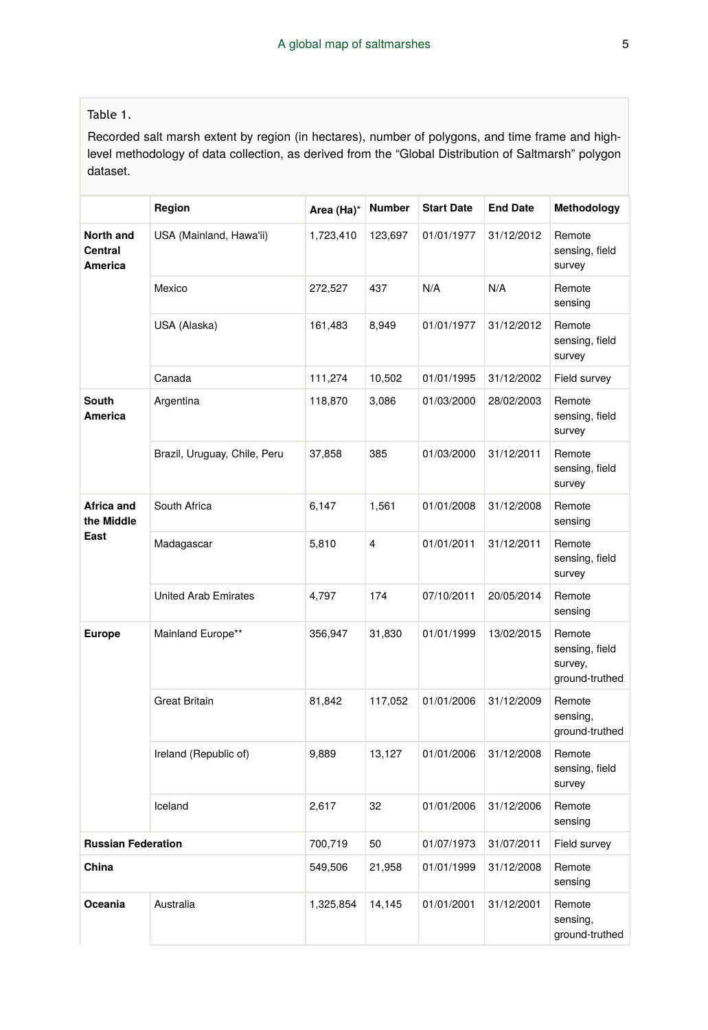Table 1.

Recorded salt marsh extent by region (in hectares), number of polygons, and time frame and high-level methodology of data collection, as derived from the “Global Distribution of Saltmarsh” polygon dataset.

| | Region | Area (Ha)* | Number | Start Date | End Date | Methodology |
|---|---|---|---|---|---|---|
| **North and Central America** | USA (Mainland, Hawa'ii) | 1,723,410 | 123,697 | 01/01/1977 | 31/12/2012 | Remote sensing, field survey |
| | Mexico | 272,527 | 437 | N/A | N/A | Remote sensing |
| | USA (Alaska) | 161,483 | 8,949 | 01/01/1977 | 31/12/2012 | Remote sensing, field survey |
| | Canada | 111,274 | 10,502 | 01/01/1995 | 31/12/2002 | Field survey |
| **South America** | Argentina | 118,870 | 3,086 | 01/03/2000 | 28/02/2003 | Remote sensing, field survey |
| | Brazil, Uruguay, Chile, Peru | 37,858 | 385 | 01/03/2000 | 31/12/2011 | Remote sensing, field survey |
| **Africa and the Middle East** | South Africa | 6,147 | 1,561 | 01/01/2008 | 31/12/2008 | Remote sensing |
| | Madagascar | 5,810 | 4 | 01/01/2011 | 31/12/2011 | Remote sensing, field survey |
| | United Arab Emirates | 4,797 | 174 | 07/10/2011 | 20/05/2014 | Remote sensing |
| **Europe** | Mainland Europe** | 356,947 | 31,830 | 01/01/1999 | 13/02/2015 | Remote sensing, field survey, ground-truthed |
| | Great Britain | 81,842 | 117,052 | 01/01/2006 | 31/12/2009 | Remote sensing, ground-truthed |
| | Ireland (Republic of) | 9,889 | 13,127 | 01/01/2006 | 31/12/2008 | Remote sensing, field survey |
| | Iceland | 2,617 | 32 | 01/01/2006 | 31/12/2006 | Remote sensing |
| **Russian Federation** | | 700,719 | 50 | 01/07/1973 | 31/07/2011 | Field survey |
| **China** | | 549,506 | 21,958 | 01/01/1999 | 31/12/2008 | Remote sensing |
| **Oceania** | Australia | 1,325,854 | 14,145 | 01/01/2001 | 31/12/2001 | Remote sensing, ground-truthed |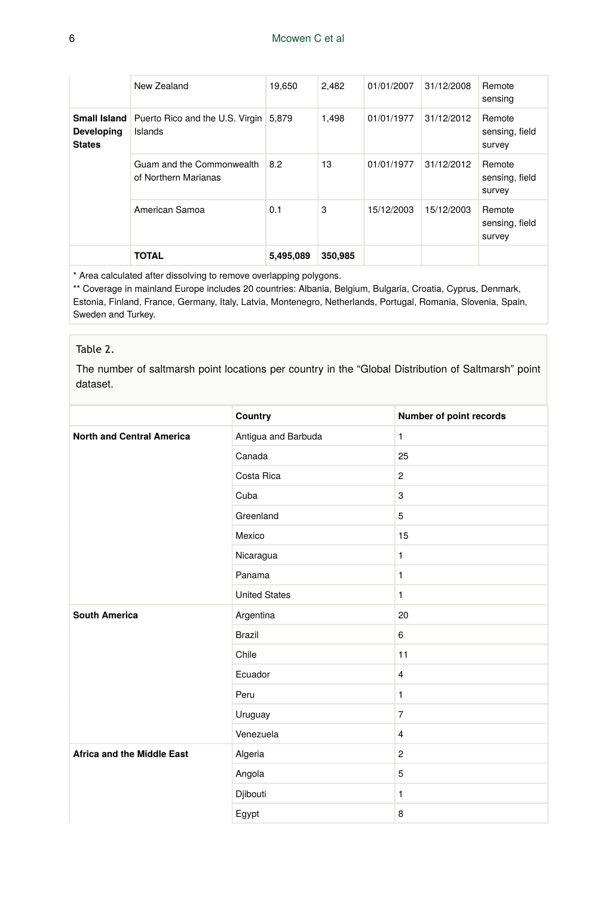| | New Zealand | 19,650 | 2,482 | 01/01/2007 | 31/12/2008 | Remote sensing |
|---|---|---|---|---|---|---|
| **Small Island Developing States** | Puerto Rico and the U.S. Virgin Islands | 5,879 | 1,498 | 01/01/1977 | 31/12/2012 | Remote sensing, field survey |
| | Guam and the Commonwealth of Northern Marianas | 8.2 | 13 | 01/01/1977 | 31/12/2012 | Remote sensing, field survey |
| | American Samoa | 0.1 | 3 | 15/12/2003 | 15/12/2003 | Remote sensing, field survey |
| | **TOTAL** | **5,495,089** | **350,985** | | | |

* Area calculated after dissolving to remove overlapping polygons.

** Coverage in mainland Europe includes 20 countries: Albania, Belgium, Bulgaria, Croatia, Cyprus, Denmark, Estonia, Finland, France, Germany, Italy, Latvia, Montenegro, Netherlands, Portugal, Romania, Slovenia, Spain, Sweden and Turkey.

Table 2.

The number of saltmarsh point locations per country in the "Global Distribution of Saltmarsh" point dataset.

| | **Country** | **Number of point records** |
|---|---|---|
| **North and Central America** | Antigua and Barbuda | 1 |
| | Canada | 25 |
| | Costa Rica | 2 |
| | Cuba | 3 |
| | Greenland | 5 |
| | Mexico | 15 |
| | Nicaragua | 1 |
| | Panama | 1 |
| | United States | 1 |
| **South America** | Argentina | 20 |
| | Brazil | 6 |
| | Chile | 11 |
| | Ecuador | 4 |
| | Peru | 1 |
| | Uruguay | 7 |
| | Venezuela | 4 |
| **Africa and the Middle East** | Algeria | 2 |
| | Angola | 5 |
| | Djibouti | 1 |
| | Egypt | 8 |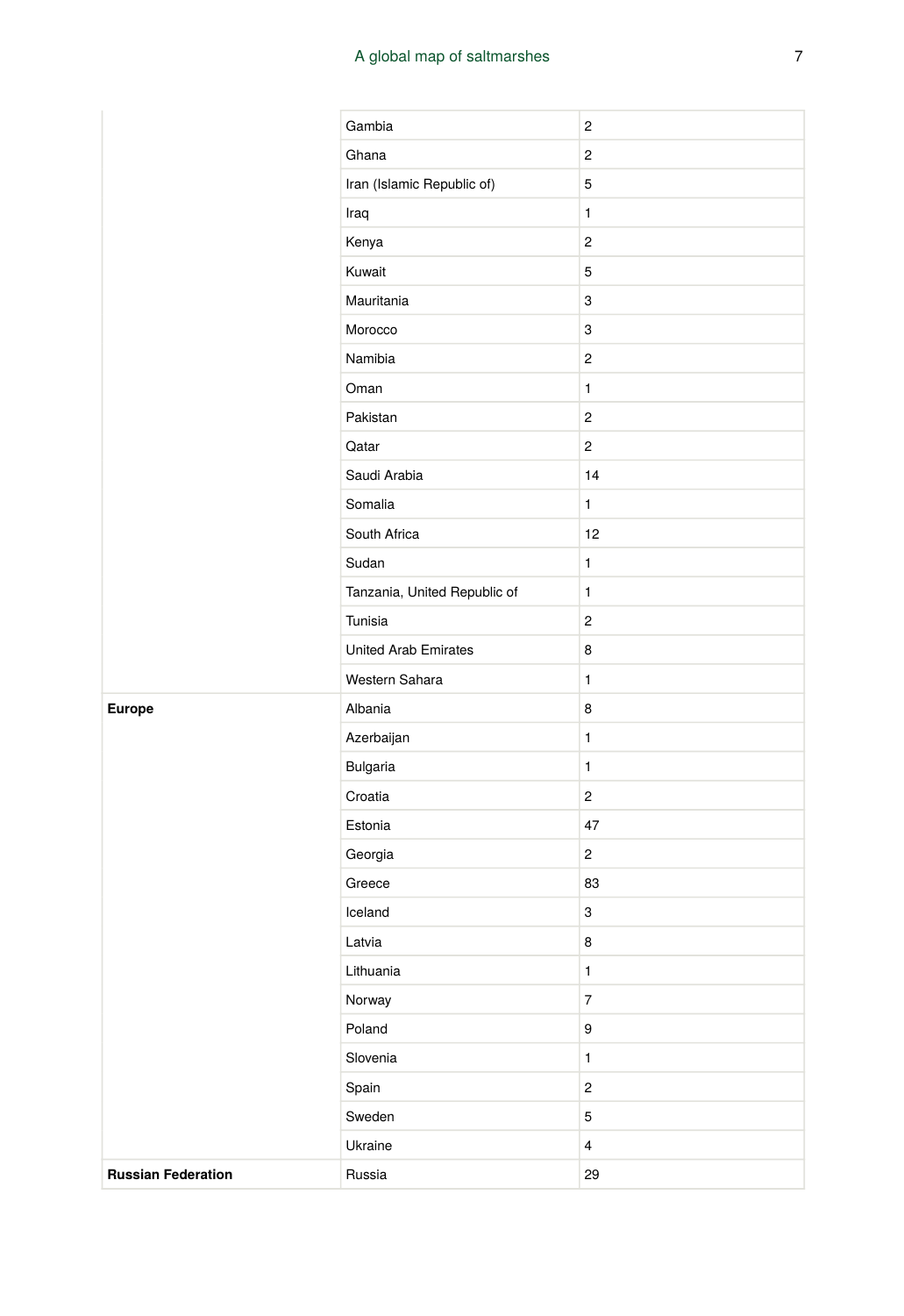| | | |
|---|---|---|
| | Gambia | 2 |
| | Ghana | 2 |
| | Iran (Islamic Republic of) | 5 |
| | Iraq | 1 |
| | Kenya | 2 |
| | Kuwait | 5 |
| | Mauritania | 3 |
| | Morocco | 3 |
| | Namibia | 2 |
| | Oman | 1 |
| | Pakistan | 2 |
| | Qatar | 2 |
| | Saudi Arabia | 14 |
| | Somalia | 1 |
| | South Africa | 12 |
| | Sudan | 1 |
| | Tanzania, United Republic of | 1 |
| | Tunisia | 2 |
| | United Arab Emirates | 8 |
| | Western Sahara | 1 |
| **Europe** | Albania | 8 |
| | Azerbaijan | 1 |
| | Bulgaria | 1 |
| | Croatia | 2 |
| | Estonia | 47 |
| | Georgia | 2 |
| | Greece | 83 |
| | Iceland | 3 |
| | Latvia | 8 |
| | Lithuania | 1 |
| | Norway | 7 |
| | Poland | 9 |
| | Slovenia | 1 |
| | Spain | 2 |
| | Sweden | 5 |
| | Ukraine | 4 |
| **Russian Federation** | Russia | 29 |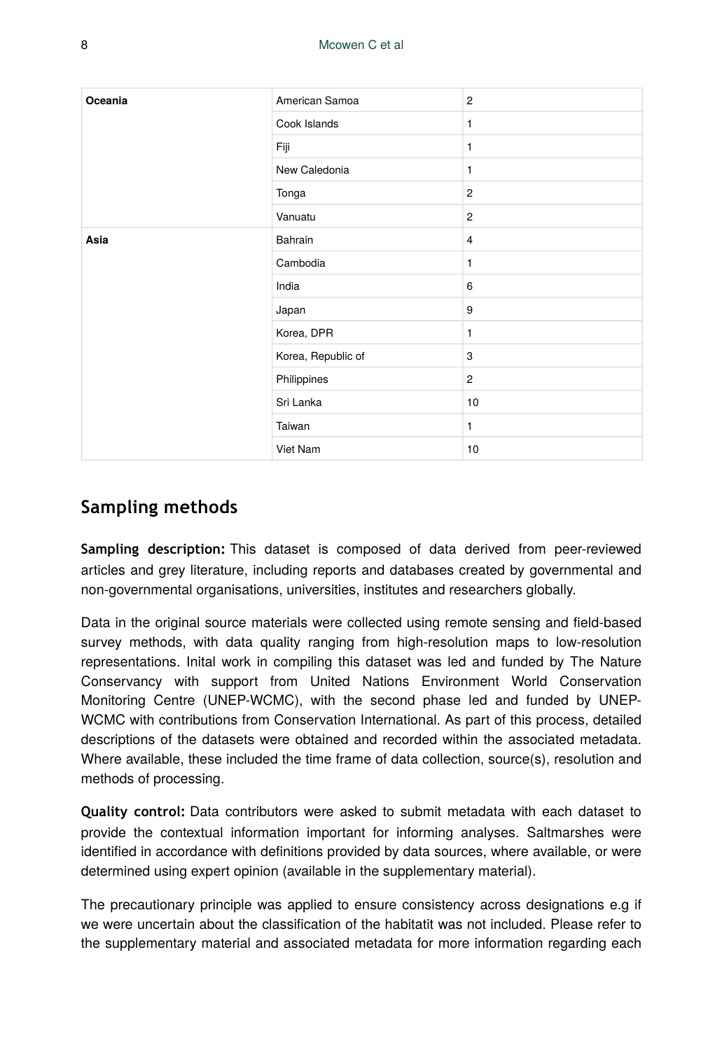| | | |
|---|---|---|
| **Oceania** | American Samoa | 2 |
| | Cook Islands | 1 |
| | Fiji | 1 |
| | New Caledonia | 1 |
| | Tonga | 2 |
| | Vanuatu | 2 |
| **Asia** | Bahrain | 4 |
| | Cambodia | 1 |
| | India | 6 |
| | Japan | 9 |
| | Korea, DPR | 1 |
| | Korea, Republic of | 3 |
| | Philippines | 2 |
| | Sri Lanka | 10 |
| | Taiwan | 1 |
| | Viet Nam | 10 |

## Sampling methods

**Sampling description:** This dataset is composed of data derived from peer-reviewed articles and grey literature, including reports and databases created by governmental and non-governmental organisations, universities, institutes and researchers globally.

Data in the original source materials were collected using remote sensing and field-based survey methods, with data quality ranging from high-resolution maps to low-resolution representations. Inital work in compiling this dataset was led and funded by The Nature Conservancy with support from United Nations Environment World Conservation Monitoring Centre (UNEP-WCMC), with the second phase led and funded by UNEP-WCMC with contributions from Conservation International. As part of this process, detailed descriptions of the datasets were obtained and recorded within the associated metadata. Where available, these included the time frame of data collection, source(s), resolution and methods of processing.

**Quality control:** Data contributors were asked to submit metadata with each dataset to provide the contextual information important for informing analyses. Saltmarshes were identified in accordance with definitions provided by data sources, where available, or were determined using expert opinion (available in the supplementary material).

The precautionary principle was applied to ensure consistency across designations e.g if we were uncertain about the classification of the habitatit was not included. Please refer to the supplementary material and associated metadata for more information regarding each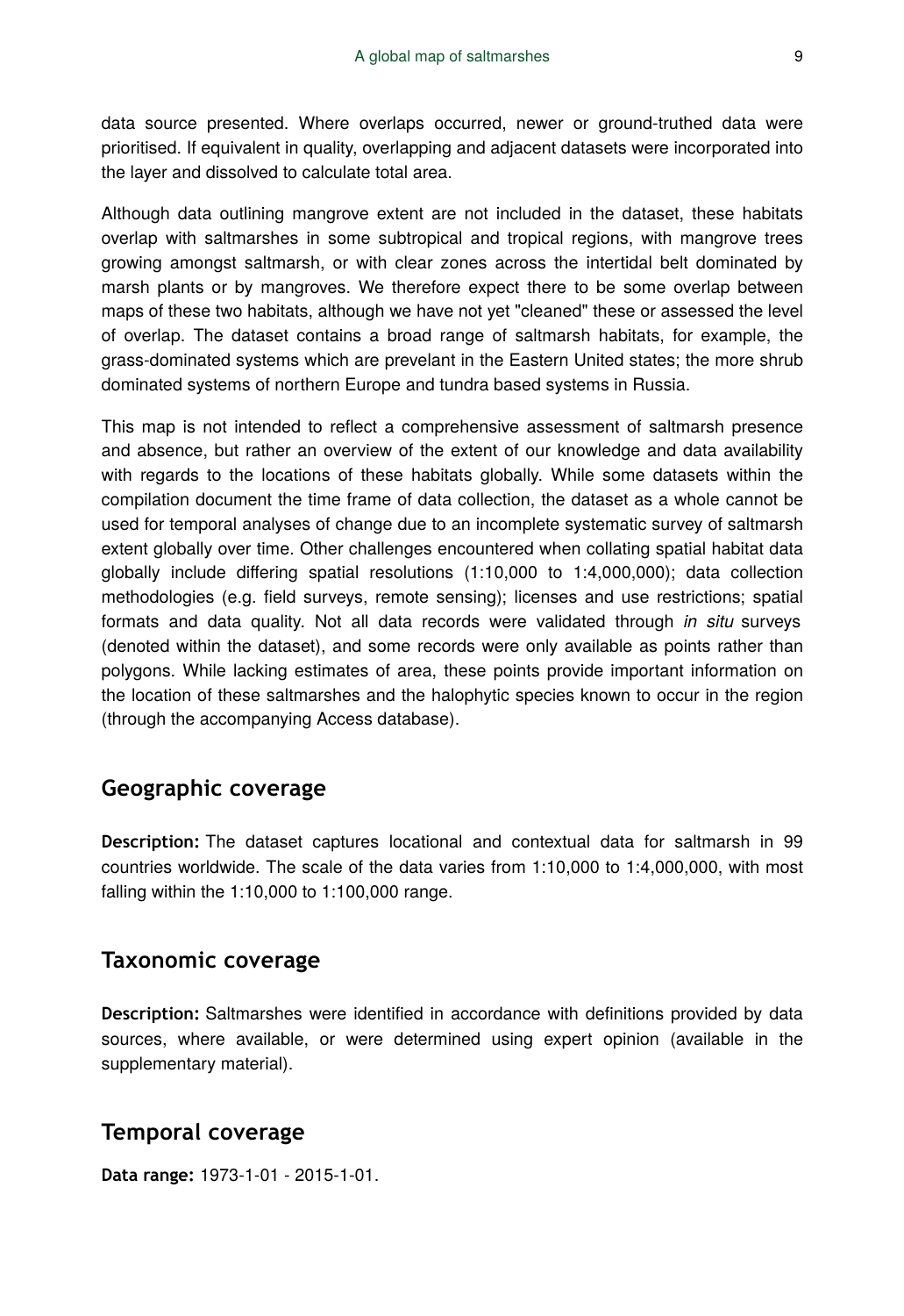data source presented. Where overlaps occurred, newer or ground-truthed data were prioritised. If equivalent in quality, overlapping and adjacent datasets were incorporated into the layer and dissolved to calculate total area.

Although data outlining mangrove extent are not included in the dataset, these habitats overlap with saltmarshes in some subtropical and tropical regions, with mangrove trees growing amongst saltmarsh, or with clear zones across the intertidal belt dominated by marsh plants or by mangroves. We therefore expect there to be some overlap between maps of these two habitats, although we have not yet "cleaned" these or assessed the level of overlap. The dataset contains a broad range of saltmarsh habitats, for example, the grass-dominated systems which are prevelant in the Eastern United states; the more shrub dominated systems of northern Europe and tundra based systems in Russia.

This map is not intended to reflect a comprehensive assessment of saltmarsh presence and absence, but rather an overview of the extent of our knowledge and data availability with regards to the locations of these habitats globally. While some datasets within the compilation document the time frame of data collection, the dataset as a whole cannot be used for temporal analyses of change due to an incomplete systematic survey of saltmarsh extent globally over time. Other challenges encountered when collating spatial habitat data globally include differing spatial resolutions (1:10,000 to 1:4,000,000); data collection methodologies (e.g. field surveys, remote sensing); licenses and use restrictions; spatial formats and data quality. Not all data records were validated through *in situ* surveys (denoted within the dataset), and some records were only available as points rather than polygons. While lacking estimates of area, these points provide important information on the location of these saltmarshes and the halophytic species known to occur in the region (through the accompanying Access database).

## Geographic coverage

**Description:** The dataset captures locational and contextual data for saltmarsh in 99 countries worldwide. The scale of the data varies from 1:10,000 to 1:4,000,000, with most falling within the 1:10,000 to 1:100,000 range.

## Taxonomic coverage

**Description:** Saltmarshes were identified in accordance with definitions provided by data sources, where available, or were determined using expert opinion (available in the supplementary material).

## Temporal coverage

**Data range:** 1973-1-01 - 2015-1-01.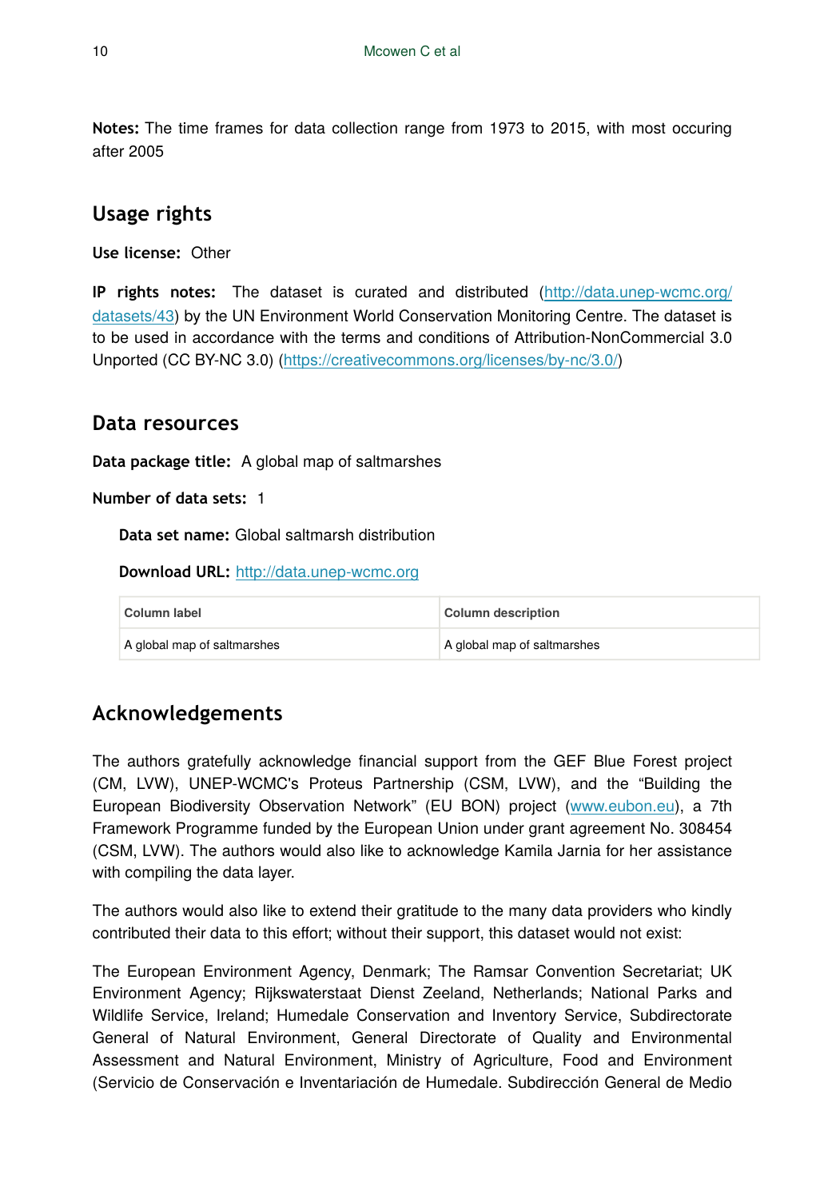**Notes:** The time frames for data collection range from 1973 to 2015, with most occuring after 2005

## Usage rights

**Use license:** Other

**IP rights notes:** The dataset is curated and distributed (http://data.unep-wcmc.org/datasets/43) by the UN Environment World Conservation Monitoring Centre. The dataset is to be used in accordance with the terms and conditions of Attribution-NonCommercial 3.0 Unported (CC BY-NC 3.0) (https://creativecommons.org/licenses/by-nc/3.0/)

## Data resources

**Data package title:** A global map of saltmarshes

**Number of data sets:** 1

**Data set name:** Global saltmarsh distribution

**Download URL:** http://data.unep-wcmc.org

| Column label | Column description |
| --- | --- |
| A global map of saltmarshes | A global map of saltmarshes |

## Acknowledgements

The authors gratefully acknowledge financial support from the GEF Blue Forest project (CM, LVW), UNEP-WCMC's Proteus Partnership (CSM, LVW), and the "Building the European Biodiversity Observation Network" (EU BON) project (www.eubon.eu), a 7th Framework Programme funded by the European Union under grant agreement No. 308454 (CSM, LVW). The authors would also like to acknowledge Kamila Jarnia for her assistance with compiling the data layer.

The authors would also like to extend their gratitude to the many data providers who kindly contributed their data to this effort; without their support, this dataset would not exist:

The European Environment Agency, Denmark; The Ramsar Convention Secretariat; UK Environment Agency; Rijkswaterstaat Dienst Zeeland, Netherlands; National Parks and Wildlife Service, Ireland; Humedale Conservation and Inventory Service, Subdirectorate General of Natural Environment, General Directorate of Quality and Environmental Assessment and Natural Environment, Ministry of Agriculture, Food and Environment (Servicio de Conservación e Inventariación de Humedale. Subdirección General de Medio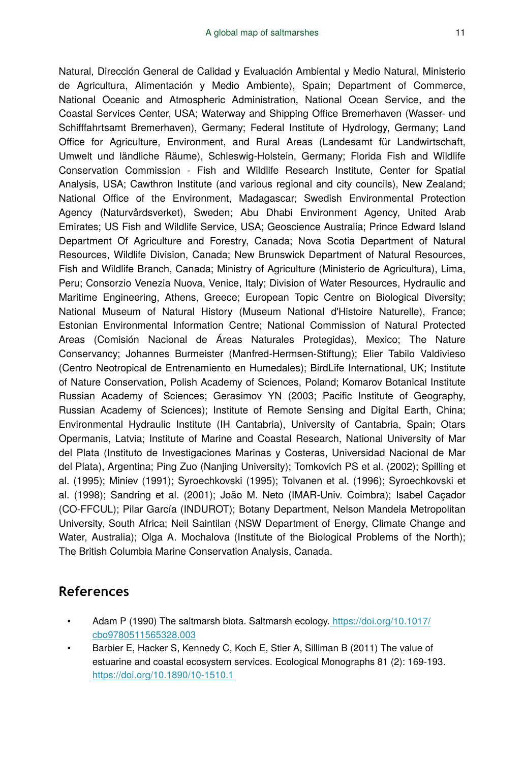Natural, Dirección General de Calidad y Evaluación Ambiental y Medio Natural, Ministerio de Agricultura, Alimentación y Medio Ambiente), Spain; Department of Commerce, National Oceanic and Atmospheric Administration, National Ocean Service, and the Coastal Services Center, USA; Waterway and Shipping Office Bremerhaven (Wasser- und Schifffahrtsamt Bremerhaven), Germany; Federal Institute of Hydrology, Germany; Land Office for Agriculture, Environment, and Rural Areas (Landesamt für Landwirtschaft, Umwelt und ländliche Räume), Schleswig-Holstein, Germany; Florida Fish and Wildlife Conservation Commission - Fish and Wildlife Research Institute, Center for Spatial Analysis, USA; Cawthron Institute (and various regional and city councils), New Zealand; National Office of the Environment, Madagascar; Swedish Environmental Protection Agency (Naturvårdsverket), Sweden; Abu Dhabi Environment Agency, United Arab Emirates; US Fish and Wildlife Service, USA; Geoscience Australia; Prince Edward Island Department Of Agriculture and Forestry, Canada; Nova Scotia Department of Natural Resources, Wildlife Division, Canada; New Brunswick Department of Natural Resources, Fish and Wildlife Branch, Canada; Ministry of Agriculture (Ministerio de Agricultura), Lima, Peru; Consorzio Venezia Nuova, Venice, Italy; Division of Water Resources, Hydraulic and Maritime Engineering, Athens, Greece; European Topic Centre on Biological Diversity; National Museum of Natural History (Museum National d'Histoire Naturelle), France; Estonian Environmental Information Centre; National Commission of Natural Protected Areas (Comisión Nacional de Áreas Naturales Protegidas), Mexico; The Nature Conservancy; Johannes Burmeister (Manfred-Hermsen-Stiftung); Elier Tabilo Valdivieso (Centro Neotropical de Entrenamiento en Humedales); BirdLife International, UK; Institute of Nature Conservation, Polish Academy of Sciences, Poland; Komarov Botanical Institute Russian Academy of Sciences; Gerasimov YN (2003; Pacific Institute of Geography, Russian Academy of Sciences); Institute of Remote Sensing and Digital Earth, China; Environmental Hydraulic Institute (IH Cantabria), University of Cantabria, Spain; Otars Opermanis, Latvia; Institute of Marine and Coastal Research, National University of Mar del Plata (Instituto de Investigaciones Marinas y Costeras, Universidad Nacional de Mar del Plata), Argentina; Ping Zuo (Nanjing University); Tomkovich PS et al. (2002); Spilling et al. (1995); Miniev (1991); Syroechkovski (1995); Tolvanen et al. (1996); Syroechkovski et al. (1998); Sandring et al. (2001); João M. Neto (IMAR-Univ. Coimbra); Isabel Caçador (CO-FFCUL); Pilar García (INDUROT); Botany Department, Nelson Mandela Metropolitan University, South Africa; Neil Saintilan (NSW Department of Energy, Climate Change and Water, Australia); Olga A. Mochalova (Institute of the Biological Problems of the North); The British Columbia Marine Conservation Analysis, Canada.

## References

- Adam P (1990) The saltmarsh biota. Saltmarsh ecology. https://doi.org/10.1017/cbo9780511565328.003
- Barbier E, Hacker S, Kennedy C, Koch E, Stier A, Silliman B (2011) The value of estuarine and coastal ecosystem services. Ecological Monographs 81 (2): 169-193. https://doi.org/10.1890/10-1510.1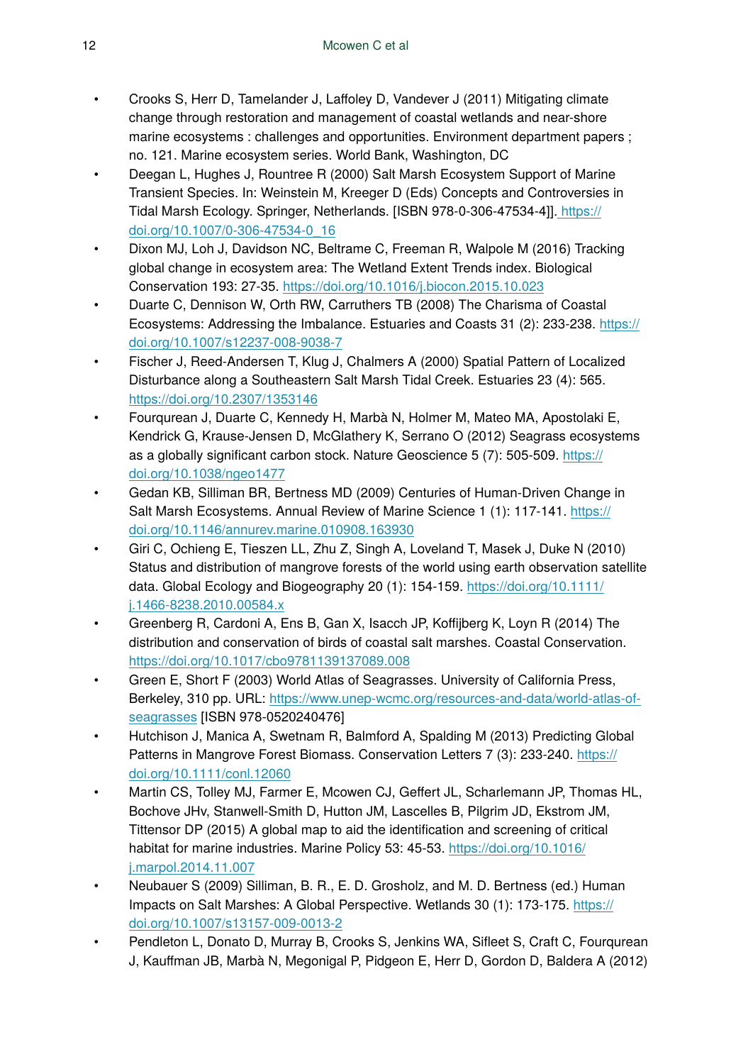- Crooks S, Herr D, Tamelander J, Laffoley D, Vandever J (2011) Mitigating climate change through restoration and management of coastal wetlands and near-shore marine ecosystems : challenges and opportunities. Environment department papers ; no. 121. Marine ecosystem series. World Bank, Washington, DC
- Deegan L, Hughes J, Rountree R (2000) Salt Marsh Ecosystem Support of Marine Transient Species. In: Weinstein M, Kreeger D (Eds) Concepts and Controversies in Tidal Marsh Ecology. Springer, Netherlands. [ISBN 978-0-306-47534-4]]. https://doi.org/10.1007/0-306-47534-0_16
- Dixon MJ, Loh J, Davidson NC, Beltrame C, Freeman R, Walpole M (2016) Tracking global change in ecosystem area: The Wetland Extent Trends index. Biological Conservation 193: 27-35. https://doi.org/10.1016/j.biocon.2015.10.023
- Duarte C, Dennison W, Orth RW, Carruthers TB (2008) The Charisma of Coastal Ecosystems: Addressing the Imbalance. Estuaries and Coasts 31 (2): 233-238. https://doi.org/10.1007/s12237-008-9038-7
- Fischer J, Reed-Andersen T, Klug J, Chalmers A (2000) Spatial Pattern of Localized Disturbance along a Southeastern Salt Marsh Tidal Creek. Estuaries 23 (4): 565. https://doi.org/10.2307/1353146
- Fourqurean J, Duarte C, Kennedy H, Marbà N, Holmer M, Mateo MA, Apostolaki E, Kendrick G, Krause-Jensen D, McGlathery K, Serrano O (2012) Seagrass ecosystems as a globally significant carbon stock. Nature Geoscience 5 (7): 505-509. https://doi.org/10.1038/ngeo1477
- Gedan KB, Silliman BR, Bertness MD (2009) Centuries of Human-Driven Change in Salt Marsh Ecosystems. Annual Review of Marine Science 1 (1): 117-141. https://doi.org/10.1146/annurev.marine.010908.163930
- Giri C, Ochieng E, Tieszen LL, Zhu Z, Singh A, Loveland T, Masek J, Duke N (2010) Status and distribution of mangrove forests of the world using earth observation satellite data. Global Ecology and Biogeography 20 (1): 154-159. https://doi.org/10.1111/j.1466-8238.2010.00584.x
- Greenberg R, Cardoni A, Ens B, Gan X, Isacch JP, Koffijberg K, Loyn R (2014) The distribution and conservation of birds of coastal salt marshes. Coastal Conservation. https://doi.org/10.1017/cbo9781139137089.008
- Green E, Short F (2003) World Atlas of Seagrasses. University of California Press, Berkeley, 310 pp. URL: https://www.unep-wcmc.org/resources-and-data/world-atlas-of-seagrasses [ISBN 978-0520240476]
- Hutchison J, Manica A, Swetnam R, Balmford A, Spalding M (2013) Predicting Global Patterns in Mangrove Forest Biomass. Conservation Letters 7 (3): 233-240. https://doi.org/10.1111/conl.12060
- Martin CS, Tolley MJ, Farmer E, Mcowen CJ, Geffert JL, Scharlemann JP, Thomas HL, Bochove JHv, Stanwell-Smith D, Hutton JM, Lascelles B, Pilgrim JD, Ekstrom JM, Tittensor DP (2015) A global map to aid the identification and screening of critical habitat for marine industries. Marine Policy 53: 45-53. https://doi.org/10.1016/j.marpol.2014.11.007
- Neubauer S (2009) Silliman, B. R., E. D. Grosholz, and M. D. Bertness (ed.) Human Impacts on Salt Marshes: A Global Perspective. Wetlands 30 (1): 173-175. https://doi.org/10.1007/s13157-009-0013-2
- Pendleton L, Donato D, Murray B, Crooks S, Jenkins WA, Sifleet S, Craft C, Fourqurean J, Kauffman JB, Marbà N, Megonigal P, Pidgeon E, Herr D, Gordon D, Baldera A (2012)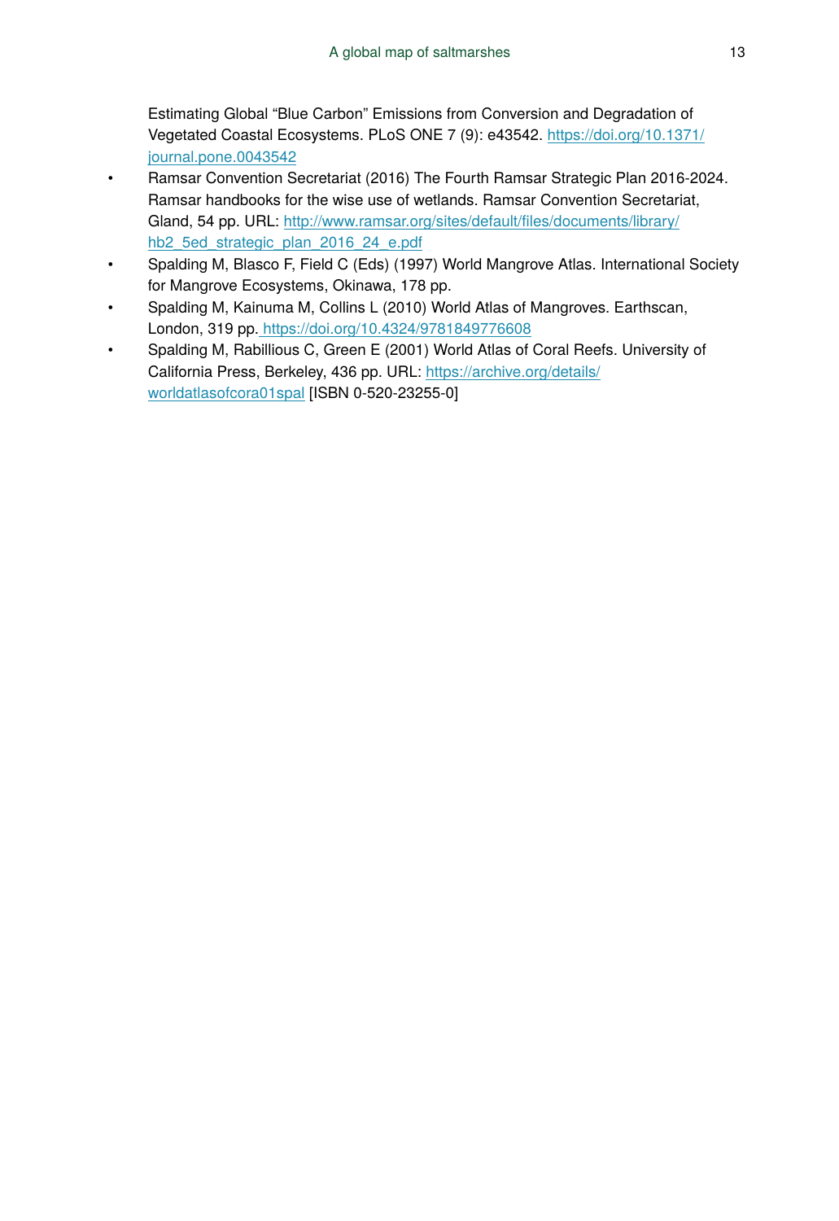Estimating Global "Blue Carbon" Emissions from Conversion and Degradation of Vegetated Coastal Ecosystems. PLoS ONE 7 (9): e43542. https://doi.org/10.1371/journal.pone.0043542

- Ramsar Convention Secretariat (2016) The Fourth Ramsar Strategic Plan 2016-2024. Ramsar handbooks for the wise use of wetlands. Ramsar Convention Secretariat, Gland, 54 pp. URL: http://www.ramsar.org/sites/default/files/documents/library/hb2_5ed_strategic_plan_2016_24_e.pdf
- Spalding M, Blasco F, Field C (Eds) (1997) World Mangrove Atlas. International Society for Mangrove Ecosystems, Okinawa, 178 pp.
- Spalding M, Kainuma M, Collins L (2010) World Atlas of Mangroves. Earthscan, London, 319 pp. https://doi.org/10.4324/9781849776608
- Spalding M, Rabillious C, Green E (2001) World Atlas of Coral Reefs. University of California Press, Berkeley, 436 pp. URL: https://archive.org/details/worldatlasofcora01spal [ISBN 0-520-23255-0]